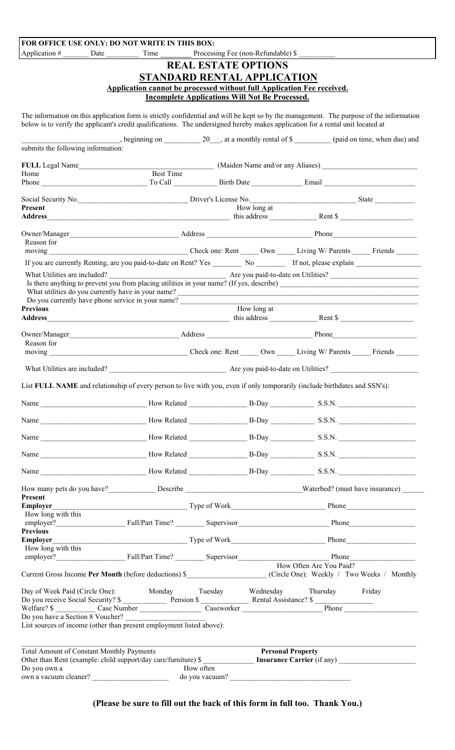**FOR OFFICE USE ONLY: DO NOT WRITE IN THIS BOX:**
Application # _______ Date _________ Time ________ Processing Fee (non-Refundable) $ __________

# REAL ESTATE OPTIONS

## STANDARD RENTAL APPLICATION

**Application cannot be processed without full Application Fee received.**
**Incomplete Applications Will Not Be Processed.**

The information on this application form is strictly confidential and will be kept so by the management. The purpose of the information below is to verify the applicant's credit qualifications. The undersigned hereby makes application for a rental unit located at

___________________________, beginning on __________ 20___, at a monthly rental of $ __________ (paid on time, when due) and submits the following information:

**FULL** Legal Name_____________________________________ (Maiden Name and/or any Aliases) _________________________

Home Phone ___________________________ Best Time To Call ___________ Birth Date _____________ Email _________________________

Social Security No.____________________________ Driver's License No.___________________________ State __________

**Present Address**_____________________________________________ How long at this address ____________ Rent $ ___________________

Owner/Manager_____________________________ Address ___________________________ Phone_______________________

Reason for moving ______________________________________ Check one: Rent _____ Own _____ Living W/ Parents _____ Friends ______

If you are currently Renting, are you paid-to-date on Rent? Yes ________ No ________ If not, please explain __________________

What Utilities are included? _______________________________ Are you paid-to-date on Utilities? ________________________

Is there anything to prevent you from placing utilities in your name? (If yes, describe) _____________________________________

What utilities do you currently have in your name? ________________________________________________________________

Do you currently have phone service in your name? ________________________________________________________________

**Previous Address**_____________________________________________ How long at this address ____________ Rent $ ___________________

Owner/Manager_____________________________ Address ___________________________ Phone_______________________

Reason for moving ______________________________________ Check one: Rent _____ Own _____ Living W/ Parents _____ Friends ______

What Utilities are included? _______________________________ Are you paid-to-date on Utilities? ________________________

List **FULL NAME** and relationship of every person to live with you, even if only temporarily (include birthdates and SSN's):

Name ____________________________ How Related ________________ B-Day ____________ S.S.N. _____________________

Name ____________________________ How Related ________________ B-Day ____________ S.S.N. _____________________

Name ____________________________ How Related ________________ B-Day ____________ S.S.N. _____________________

Name ____________________________ How Related ________________ B-Day ____________ S.S.N. _____________________

Name ____________________________ How Related ________________ B-Day ____________ S.S.N. _____________________

How many pets do you have?_____________ Describe _____________________________Waterbed? (must have insurance) ______

**Present Employer**____________________________________ Type of Work_________________________ Phone___________________

How long with this employer?___________________ Full/Part Time? ________ Supervisor________________________ Phone___________________

**Previous Employer**____________________________________ Type of Work_________________________ Phone___________________

How long with this employer?___________________ Full/Part Time? ________ Supervisor________________________ Phone___________________

Current Gross Income **Per Month** (before deductions) $_____________________ How Often Are You Paid? (Circle One): Weekly / Two Weeks / Monthly

Day of Week Paid (Circle One): Monday Tuesday Wednesday Thursday Friday

Do you receive Social Security? $ ____________ Pension $ ____________ Rental Assistance? $ ________________

Welfare? $ __________ Case Number _________________ Caseworker _____________________ Phone ____________________

Do you have a Section 8 Voucher? ______________________

List sources of income (other than present employment listed above):

____________________________________________________________________________________________________

Total Amount of Constant Monthly Payments Other than Rent (example: child support/day care/furniture) $ _____________

**Personal Property Insurance Carrier** (if any) _____________________

Do you own a vacuum cleaner? _____________________ How often do you vacuum? ________________________________

**(Please be sure to fill out the back of this form in full too. Thank You.)**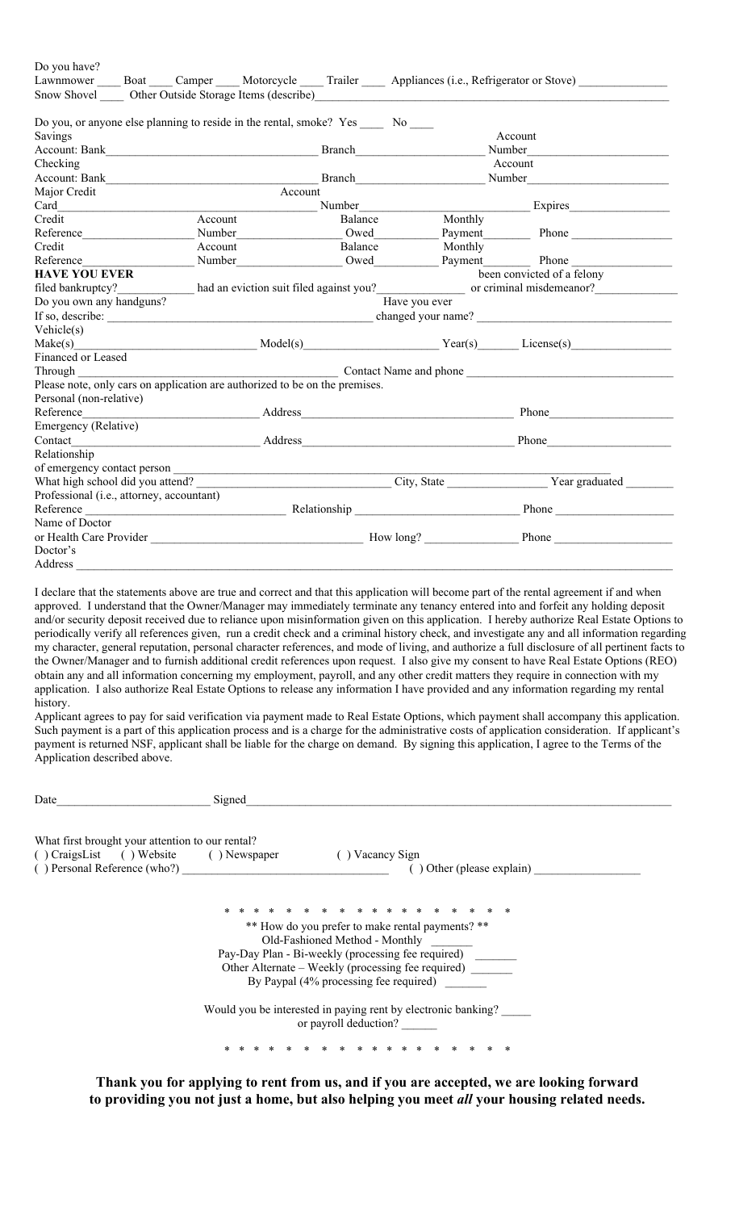Do you have?

Lawnmower \_\_\_\_ Boat \_\_\_\_ Camper \_\_\_\_ Motorcycle \_\_\_\_ Trailer \_\_\_\_ Appliances (i.e., Refrigerator or Stove) \_\_\_\_\_\_\_\_\_\_\_\_\_\_

Snow Shovel \_\_\_\_ Other Outside Storage Items (describe)\_\_\_\_\_\_\_\_\_\_\_\_\_\_\_\_\_\_\_\_\_\_\_\_\_\_\_\_\_\_\_\_\_\_\_\_\_\_\_\_\_\_\_\_\_\_\_\_\_\_\_\_\_\_\_\_\_\_\_\_\_\_

Do you, or anyone else planning to reside in the rental, smoke? Yes \_\_\_\_ No \_\_\_\_

Savings Account: Bank\_\_\_\_\_\_\_\_\_\_\_\_\_\_\_\_\_\_\_\_\_\_\_\_\_\_\_\_\_\_\_\_\_\_\_\_ Branch\_\_\_\_\_\_\_\_\_\_\_\_\_\_\_\_\_\_\_\_\_ Account Number\_\_\_\_\_\_\_\_\_\_\_\_\_\_\_\_\_\_\_\_\_\_\_\_

Checking Account: Bank\_\_\_\_\_\_\_\_\_\_\_\_\_\_\_\_\_\_\_\_\_\_\_\_\_\_\_\_\_\_\_\_\_\_\_\_ Branch\_\_\_\_\_\_\_\_\_\_\_\_\_\_\_\_\_\_\_\_\_ Account Number\_\_\_\_\_\_\_\_\_\_\_\_\_\_\_\_\_\_\_\_\_\_\_\_

Major Credit Card\_\_\_\_\_\_\_\_\_\_\_\_\_\_\_\_\_\_\_\_\_\_\_\_\_\_\_\_\_\_\_\_\_\_\_\_ Account Number\_\_\_\_\_\_\_\_\_\_\_\_\_\_\_\_\_\_\_\_\_\_\_\_\_\_\_\_\_ Expires\_\_\_\_\_\_\_\_\_\_\_\_\_\_\_\_

Credit Reference\_\_\_\_\_\_\_\_\_\_\_\_\_\_\_\_\_\_ Account Number\_\_\_\_\_\_\_\_\_\_\_\_\_\_\_\_\_ Balance Owed\_\_\_\_\_\_\_\_\_\_ Monthly Payment\_\_\_\_\_\_\_\_ Phone \_\_\_\_\_\_\_\_\_\_\_\_\_\_\_\_

Credit Reference\_\_\_\_\_\_\_\_\_\_\_\_\_\_\_\_\_\_ Account Number\_\_\_\_\_\_\_\_\_\_\_\_\_\_\_\_\_ Balance Owed\_\_\_\_\_\_\_\_\_\_ Monthly Payment\_\_\_\_\_\_\_\_ Phone \_\_\_\_\_\_\_\_\_\_\_\_\_\_\_\_

**HAVE YOU EVER** filed bankruptcy?\_\_\_\_\_\_\_\_\_\_\_\_ had an eviction suit filed against you?\_\_\_\_\_\_\_\_\_\_\_\_\_\_ been convicted of a felony or criminal misdemeanor?\_\_\_\_\_\_\_\_\_\_\_\_\_\_

Do you own any handguns? If so, describe: \_\_\_\_\_\_\_\_\_\_\_\_\_\_\_\_\_\_\_\_\_\_\_\_\_\_\_\_\_\_\_\_\_\_\_\_\_\_\_\_\_\_\_\_\_ Have you ever changed your name? \_\_\_\_\_\_\_\_\_\_\_\_\_\_\_\_\_\_\_\_\_\_\_\_\_\_\_\_\_\_\_\_

Vehicle(s) Make(s)\_\_\_\_\_\_\_\_\_\_\_\_\_\_\_\_\_\_\_\_\_\_\_\_\_\_\_\_\_ Model(s)\_\_\_\_\_\_\_\_\_\_\_\_\_\_\_\_\_\_\_\_\_\_ Year(s)\_\_\_\_\_\_ License(s)\_\_\_\_\_\_\_\_\_\_\_\_\_\_\_\_\_

Financed or Leased Through \_\_\_\_\_\_\_\_\_\_\_\_\_\_\_\_\_\_\_\_\_\_\_\_\_\_\_\_\_\_\_\_\_\_\_\_\_\_\_\_\_\_\_\_\_\_\_\_\_\_ Contact Name and phone \_\_\_\_\_\_\_\_\_\_\_\_\_\_\_\_\_\_\_\_\_\_\_\_\_\_\_\_\_\_\_\_\_\_\_

Please note, only cars on application are authorized to be on the premises.

Personal (non-relative) Reference\_\_\_\_\_\_\_\_\_\_\_\_\_\_\_\_\_\_\_\_\_\_\_\_\_\_\_\_\_ Address\_\_\_\_\_\_\_\_\_\_\_\_\_\_\_\_\_\_\_\_\_\_\_\_\_\_\_\_\_\_\_\_\_\_ Phone\_\_\_\_\_\_\_\_\_\_\_\_\_\_\_\_\_\_\_\_

Emergency (Relative) Contact\_\_\_\_\_\_\_\_\_\_\_\_\_\_\_\_\_\_\_\_\_\_\_\_\_\_\_\_\_ Address\_\_\_\_\_\_\_\_\_\_\_\_\_\_\_\_\_\_\_\_\_\_\_\_\_\_\_\_\_\_\_\_\_\_ Phone\_\_\_\_\_\_\_\_\_\_\_\_\_\_\_\_\_\_\_\_

Relationship of emergency contact person \_\_\_\_\_\_\_\_\_\_\_\_\_\_\_\_\_\_\_\_\_\_\_\_\_\_\_\_\_\_\_\_\_\_\_\_\_\_\_\_\_\_\_\_\_\_\_\_\_\_\_\_\_\_\_\_\_\_\_\_\_\_\_\_\_\_\_\_\_\_\_\_\_

What high school did you attend? \_\_\_\_\_\_\_\_\_\_\_\_\_\_\_\_\_\_\_\_\_\_\_\_\_\_\_\_\_\_\_ City, State \_\_\_\_\_\_\_\_\_\_\_\_\_\_\_\_ Year graduated \_\_\_\_\_\_\_\_

Professional (i.e., attorney, accountant) Reference \_\_\_\_\_\_\_\_\_\_\_\_\_\_\_\_\_\_\_\_\_\_\_\_\_\_\_\_\_\_\_\_ Relationship \_\_\_\_\_\_\_\_\_\_\_\_\_\_\_\_\_\_\_\_\_\_\_\_\_\_\_ Phone \_\_\_\_\_\_\_\_\_\_\_\_\_\_\_\_\_\_\_

Name of Doctor or Health Care Provider \_\_\_\_\_\_\_\_\_\_\_\_\_\_\_\_\_\_\_\_\_\_\_\_\_\_\_\_\_\_\_\_\_\_\_ How long? \_\_\_\_\_\_\_\_\_\_\_\_\_\_\_ Phone \_\_\_\_\_\_\_\_\_\_\_\_\_\_\_\_\_\_\_

Doctor's Address \_\_\_\_\_\_\_\_\_\_\_\_\_\_\_\_\_\_\_\_\_\_\_\_\_\_\_\_\_\_\_\_\_\_\_\_\_\_\_\_\_\_\_\_\_\_\_\_\_\_\_\_\_\_\_\_\_\_\_\_\_\_\_\_\_\_\_\_\_\_\_\_\_\_\_\_\_\_\_\_\_\_\_\_\_\_\_\_\_\_

I declare that the statements above are true and correct and that this application will become part of the rental agreement if and when approved. I understand that the Owner/Manager may immediately terminate any tenancy entered into and forfeit any holding deposit and/or security deposit received due to reliance upon misinformation given on this application. I hereby authorize Real Estate Options to periodically verify all references given, run a credit check and a criminal history check, and investigate any and all information regarding my character, general reputation, personal character references, and mode of living, and authorize a full disclosure of all pertinent facts to the Owner/Manager and to furnish additional credit references upon request. I also give my consent to have Real Estate Options (REO) obtain any and all information concerning my employment, payroll, and any other credit matters they require in connection with my application. I also authorize Real Estate Options to release any information I have provided and any information regarding my rental history.

Applicant agrees to pay for said verification via payment made to Real Estate Options, which payment shall accompany this application. Such payment is a part of this application process and is a charge for the administrative costs of application consideration. If applicant's payment is returned NSF, applicant shall be liable for the charge on demand. By signing this application, I agree to the Terms of the Application described above.

Date\_\_\_\_\_\_\_\_\_\_\_\_\_\_\_\_\_\_\_\_\_\_\_\_\_ Signed\_\_\_\_\_\_\_\_\_\_\_\_\_\_\_\_\_\_\_\_\_\_\_\_\_\_\_\_\_\_\_\_\_\_\_\_\_\_\_\_\_\_\_\_\_\_\_\_\_\_\_\_\_\_\_\_\_\_\_\_\_\_\_\_\_\_\_\_\_\_\_\_\_\_

What first brought your attention to our rental?

( ) CraigsList ( ) Website ( ) Newspaper ( ) Vacancy Sign

( ) Personal Reference (who?) \_\_\_\_\_\_\_\_\_\_\_\_\_\_\_\_\_\_\_\_\_\_\_\_\_\_\_\_\_\_\_\_\_\_ ( ) Other (please explain) \_\_\_\_\_\_\_\_\_\_\_\_\_\_\_\_\_\_

\* \* \* \* \* \* \* \* \* \* \* \* \* \* \* \* \* \* \* \*

** How do you prefer to make rental payments? **

Old-Fashioned Method - Monthly \_\_\_\_\_\_\_

Pay-Day Plan - Bi-weekly (processing fee required) \_\_\_\_\_\_\_

Other Alternate – Weekly (processing fee required) \_\_\_\_\_\_\_

By Paypal (4% processing fee required) \_\_\_\_\_\_\_

Would you be interested in paying rent by electronic banking? \_\_\_\_\_ or payroll deduction? \_\_\_\_\_\_

\* \* \* \* \* \* \* \* \* \* \* \* \* \* \* \* \* \* \* \*

**Thank you for applying to rent from us, and if you are accepted, we are looking forward to providing you not just a home, but also helping you meet *all* your housing related needs.**